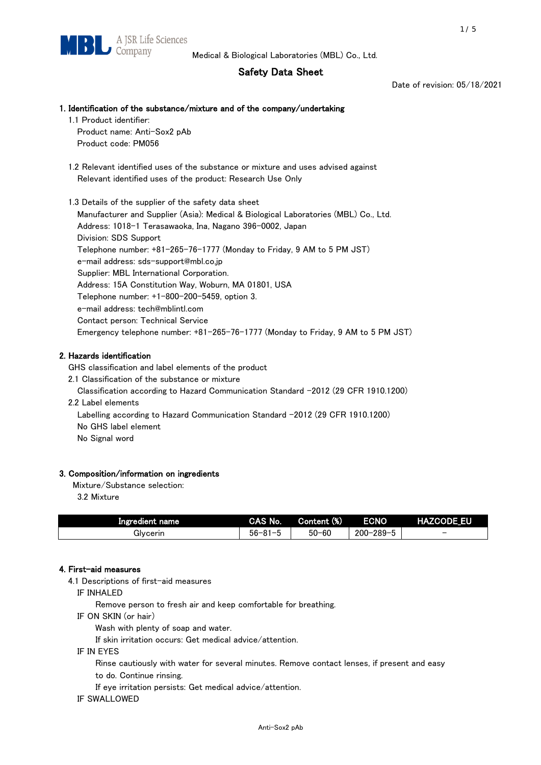MBL A JSR Life Sciences Company

Medical & Biological Laboratories (MBL) Co., Ltd.

# Safety Data Sheet

Date of revision: 05/18/2021

## 1. Identification of the substance/mixture and of the company/undertaking

1.1 Product identifier:

Product name: Anti-Sox2 pAb

Product code: PM056

1.2 Relevant identified uses of the substance or mixture and uses advised against

Relevant identified uses of the product: Research Use Only

1.3 Details of the supplier of the safety data sheet

Manufacturer and Supplier (Asia): Medical & Biological Laboratories (MBL) Co., Ltd.

Address: 1018-1 Terasawaoka, Ina, Nagano 396-0002, Japan

Division: SDS Support

Telephone number: +81-265-76-1777 (Monday to Friday, 9 AM to 5 PM JST)

e-mail address: sds-support@mbl.co.jp

Supplier: MBL International Corporation.

Address: 15A Constitution Way, Woburn, MA 01801, USA

Telephone number: +1-800-200-5459, option 3.

e-mail address: tech@mblintl.com

Contact person: Technical Service

Emergency telephone number: +81-265-76-1777 (Monday to Friday, 9 AM to 5 PM JST)

## 2. Hazards identification

GHS classification and label elements of the product

2.1 Classification of the substance or mixture

Classification according to Hazard Communication Standard -2012 (29 CFR 1910.1200)

2.2 Label elements

Labelling according to Hazard Communication Standard -2012 (29 CFR 1910.1200)

No GHS label element

No Signal word

## 3. Composition/information on ingredients

Mixture/Substance selection:

3.2 Mixture

| Ingredient name | CAS No. | Content (%) | ECNO | HAZCODE_EU |
|---|---|---|---|---|
| Glycerin | 56-81-5 | 50-60 | 200-289-5 | - |

## 4. First-aid measures

4.1 Descriptions of first-aid measures

IF INHALED

Remove person to fresh air and keep comfortable for breathing.

IF ON SKIN (or hair)

Wash with plenty of soap and water.

If skin irritation occurs: Get medical advice/attention.

IF IN EYES

Rinse cautiously with water for several minutes. Remove contact lenses, if present and easy to do. Continue rinsing.

If eye irritation persists: Get medical advice/attention.

IF SWALLOWED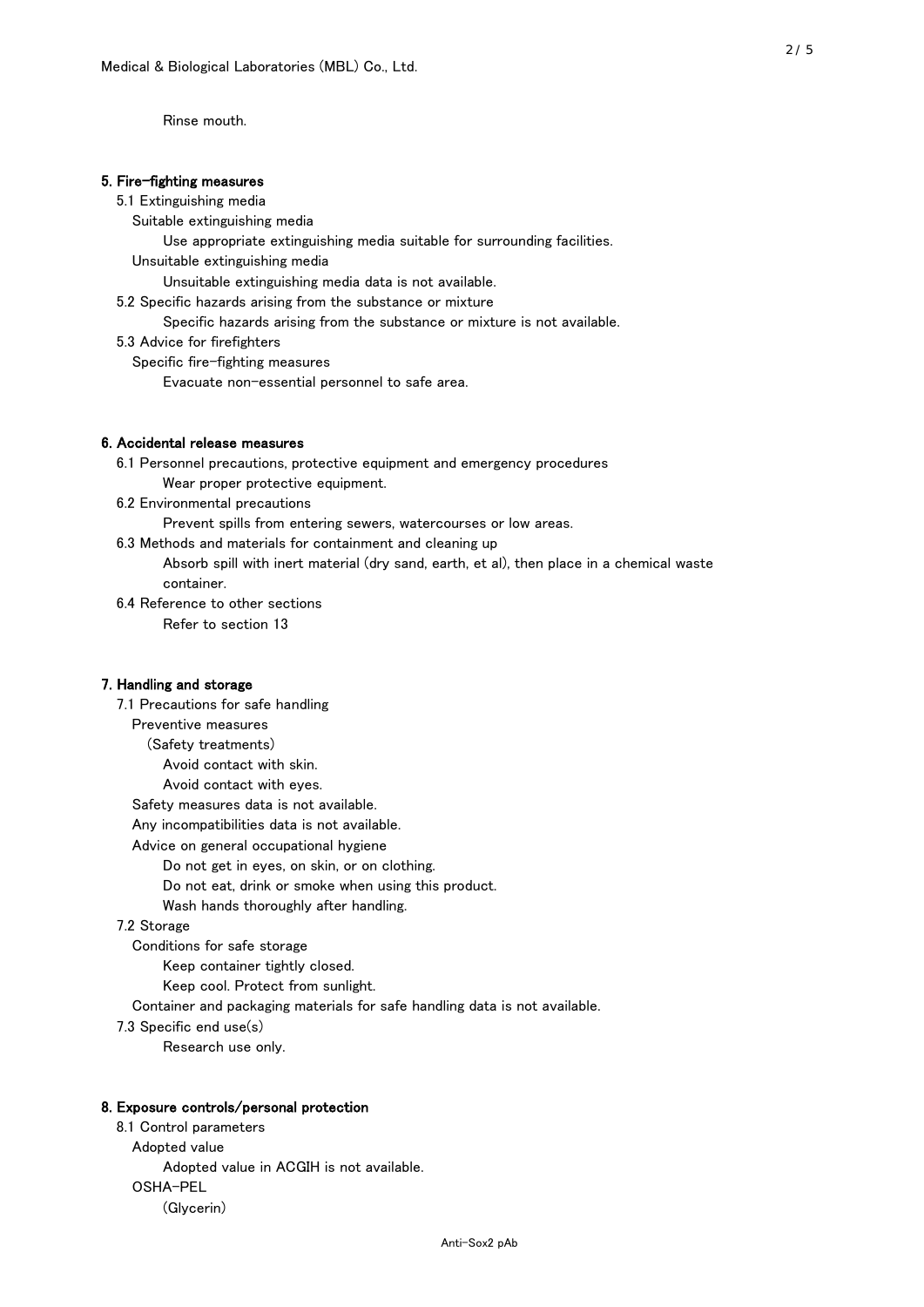Rinse mouth.

## 5. Fire-fighting measures

5.1 Extinguishing media

Suitable extinguishing media

Use appropriate extinguishing media suitable for surrounding facilities.

Unsuitable extinguishing media

Unsuitable extinguishing media data is not available.

5.2 Specific hazards arising from the substance or mixture

Specific hazards arising from the substance or mixture is not available.

5.3 Advice for firefighters

Specific fire-fighting measures

Evacuate non-essential personnel to safe area.

## 6. Accidental release measures

6.1 Personnel precautions, protective equipment and emergency procedures

Wear proper protective equipment.

6.2 Environmental precautions

Prevent spills from entering sewers, watercourses or low areas.

6.3 Methods and materials for containment and cleaning up

Absorb spill with inert material (dry sand, earth, et al), then place in a chemical waste container.

6.4 Reference to other sections

Refer to section 13

## 7. Handling and storage

7.1 Precautions for safe handling

Preventive measures

(Safety treatments)

Avoid contact with skin.

Avoid contact with eyes.

Safety measures data is not available.

Any incompatibilities data is not available.

Advice on general occupational hygiene

Do not get in eyes, on skin, or on clothing.

Do not eat, drink or smoke when using this product.

Wash hands thoroughly after handling.

7.2 Storage

Conditions for safe storage

Keep container tightly closed.

Keep cool. Protect from sunlight.

Container and packaging materials for safe handling data is not available.

7.3 Specific end use(s)

Research use only.

## 8. Exposure controls/personal protection

8.1 Control parameters

Adopted value

Adopted value in ACGIH is not available.

OSHA-PEL

(Glycerin)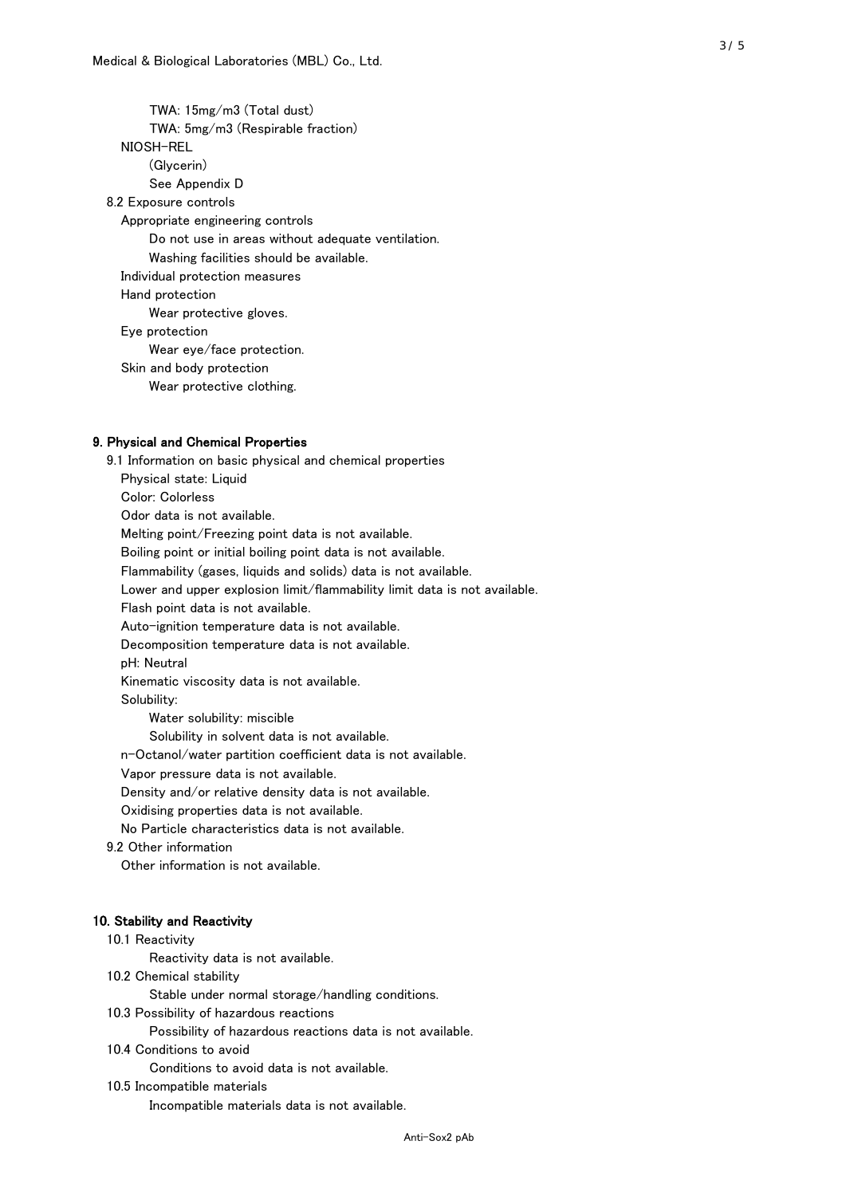TWA: 15mg/m3 (Total dust)

TWA: 5mg/m3 (Respirable fraction)

NIOSH-REL

(Glycerin)

See Appendix D

8.2 Exposure controls

Appropriate engineering controls

Do not use in areas without adequate ventilation.

Washing facilities should be available.

Individual protection measures

Hand protection

Wear protective gloves.

Eye protection

Wear eye/face protection.

Skin and body protection

Wear protective clothing.

## 9. Physical and Chemical Properties

9.1 Information on basic physical and chemical properties

Physical state: Liquid

Color: Colorless

Odor data is not available.

Melting point/Freezing point data is not available.

Boiling point or initial boiling point data is not available.

Flammability (gases, liquids and solids) data is not available.

Lower and upper explosion limit/flammability limit data is not available.

Flash point data is not available.

Auto-ignition temperature data is not available.

Decomposition temperature data is not available.

pH: Neutral

Kinematic viscosity data is not available.

Solubility:

Water solubility: miscible

Solubility in solvent data is not available.

n-Octanol/water partition coefficient data is not available.

Vapor pressure data is not available.

Density and/or relative density data is not available.

Oxidising properties data is not available.

No Particle characteristics data is not available.

9.2 Other information

Other information is not available.

## 10. Stability and Reactivity

10.1 Reactivity

Reactivity data is not available.

10.2 Chemical stability

Stable under normal storage/handling conditions.

10.3 Possibility of hazardous reactions

Possibility of hazardous reactions data is not available.

10.4 Conditions to avoid

Conditions to avoid data is not available.

10.5 Incompatible materials

Incompatible materials data is not available.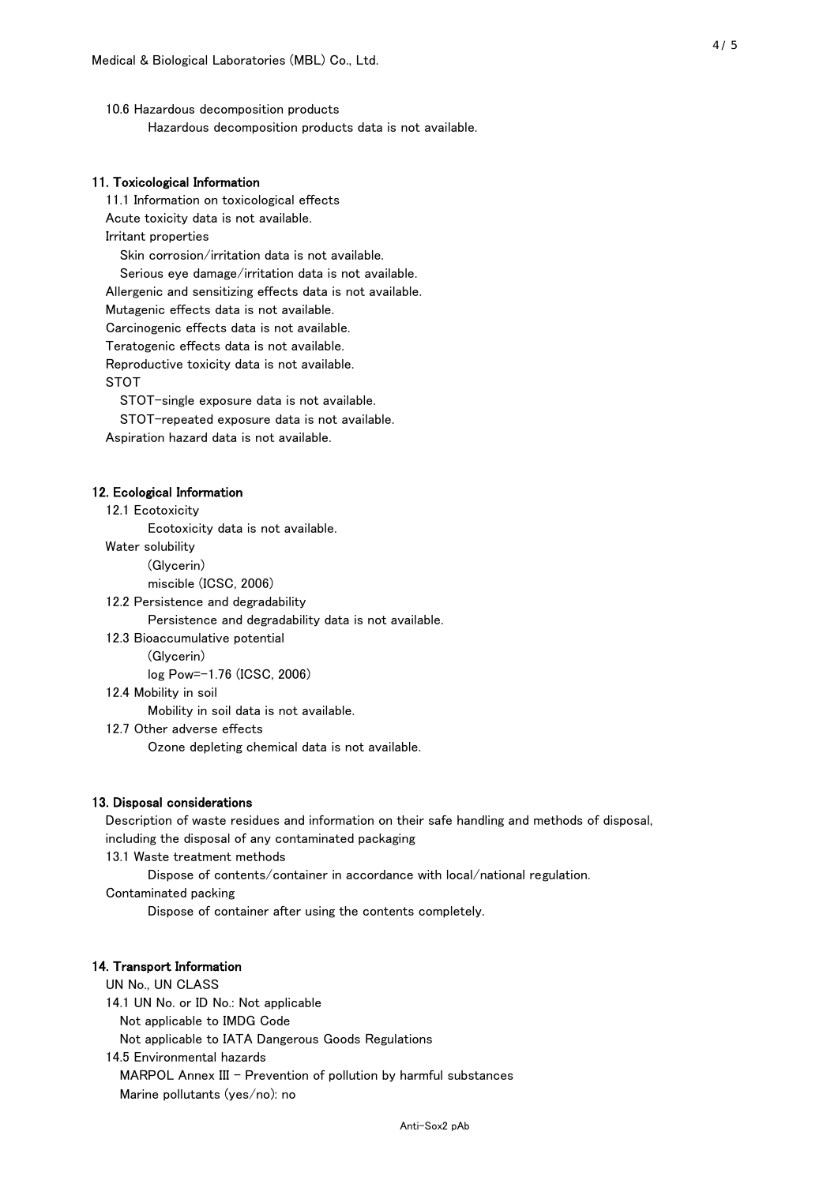10.6 Hazardous decomposition products

Hazardous decomposition products data is not available.

## 11. Toxicological Information

11.1 Information on toxicological effects

Acute toxicity data is not available.

Irritant properties

Skin corrosion/irritation data is not available.

Serious eye damage/irritation data is not available.

Allergenic and sensitizing effects data is not available.

Mutagenic effects data is not available.

Carcinogenic effects data is not available.

Teratogenic effects data is not available.

Reproductive toxicity data is not available.

STOT

STOT-single exposure data is not available.

STOT-repeated exposure data is not available.

Aspiration hazard data is not available.

## 12. Ecological Information

12.1 Ecotoxicity

Ecotoxicity data is not available.

Water solubility

(Glycerin)

miscible (ICSC, 2006)

12.2 Persistence and degradability

Persistence and degradability data is not available.

12.3 Bioaccumulative potential

(Glycerin)

log Pow=-1.76 (ICSC, 2006)

12.4 Mobility in soil

Mobility in soil data is not available.

12.7 Other adverse effects

Ozone depleting chemical data is not available.

## 13. Disposal considerations

Description of waste residues and information on their safe handling and methods of disposal, including the disposal of any contaminated packaging

13.1 Waste treatment methods

Dispose of contents/container in accordance with local/national regulation.

Contaminated packing

Dispose of container after using the contents completely.

## 14. Transport Information

UN No., UN CLASS

14.1 UN No. or ID No.: Not applicable

Not applicable to IMDG Code

Not applicable to IATA Dangerous Goods Regulations

14.5 Environmental hazards

MARPOL Annex III - Prevention of pollution by harmful substances

Marine pollutants (yes/no): no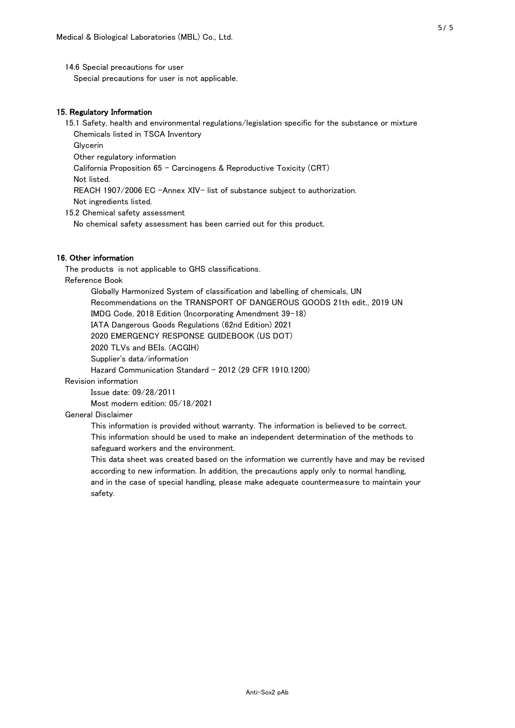14.6 Special precautions for user

Special precautions for user is not applicable.

## 15. Regulatory Information

15.1 Safety, health and environmental regulations/legislation specific for the substance or mixture

Chemicals listed in TSCA Inventory

Glycerin

Other regulatory information

California Proposition 65 - Carcinogens & Reproductive Toxicity (CRT)

Not listed.

REACH 1907/2006 EC -Annex XIV- list of substance subject to authorization.

Not ingredients listed.

15.2 Chemical safety assessment

No chemical safety assessment has been carried out for this product.

## 16. Other information

The products is not applicable to GHS classifications.

Reference Book

Globally Harmonized System of classification and labelling of chemicals, UN

Recommendations on the TRANSPORT OF DANGEROUS GOODS 21th edit., 2019 UN

IMDG Code, 2018 Edition (Incorporating Amendment 39-18)

IATA Dangerous Goods Regulations (62nd Edition) 2021

2020 EMERGENCY RESPONSE GUIDEBOOK (US DOT)

2020 TLVs and BEIs. (ACGIH)

Supplier's data/information

Hazard Communication Standard - 2012 (29 CFR 1910.1200)

Revision information

Issue date: 09/28/2011

Most modern edition: 05/18/2021

General Disclaimer

This information is provided without warranty. The information is believed to be correct. This information should be used to make an independent determination of the methods to safeguard workers and the environment.

This data sheet was created based on the information we currently have and may be revised according to new information. In addition, the precautions apply only to normal handling, and in the case of special handling, please make adequate countermeasure to maintain your safety.